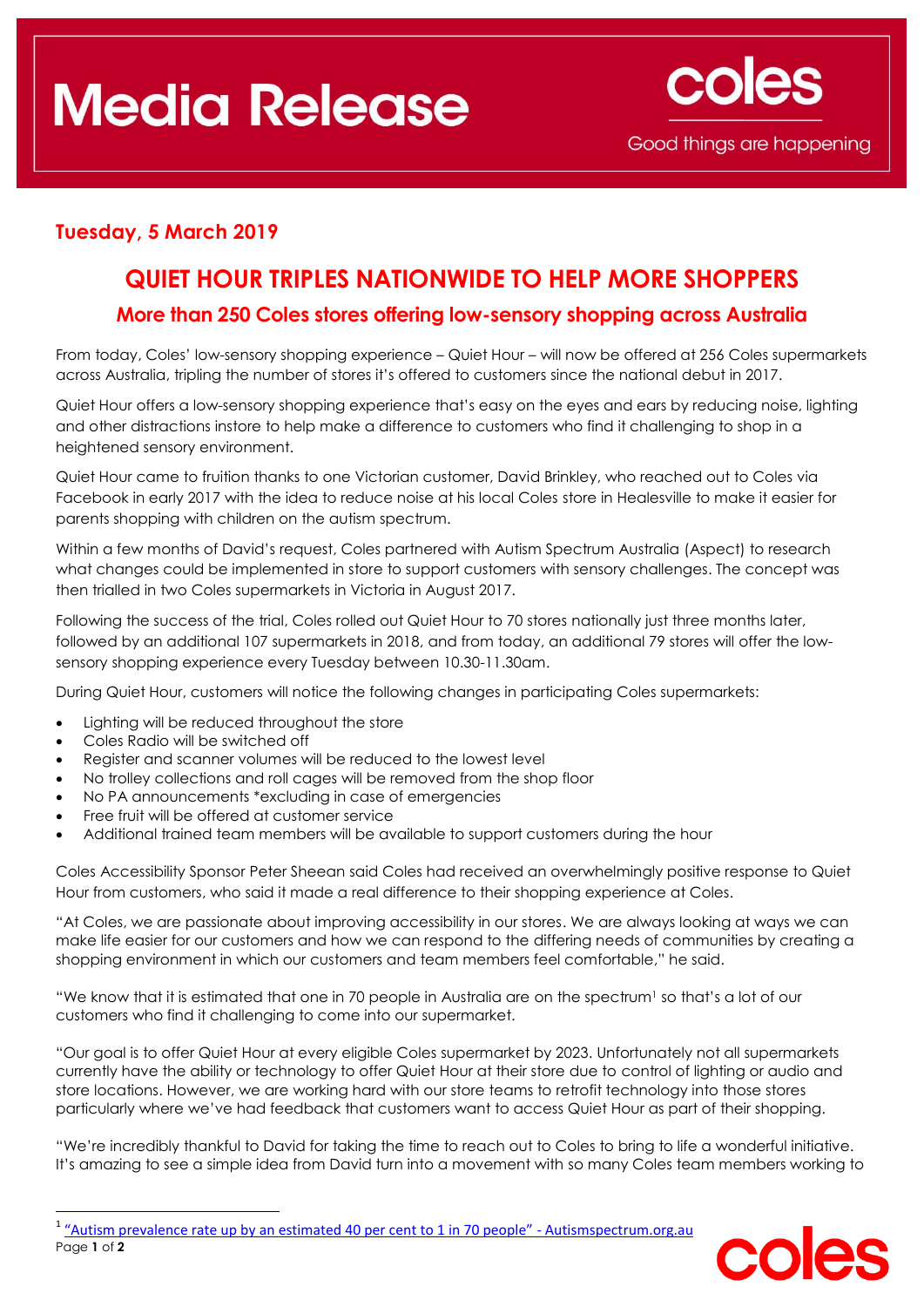# Media Release

**Tuesday, 5 March 2019**

## QUIET HOUR TRIPLES NATIONWIDE TO HELP MORE SHOPPERS

### More than 250 Coles stores offering low-sensory shopping across Australia

From today, Coles' low-sensory shopping experience – Quiet Hour – will now be offered at 256 Coles supermarkets across Australia, tripling the number of stores it's offered to customers since the national debut in 2017.

Quiet Hour offers a low-sensory shopping experience that's easy on the eyes and ears by reducing noise, lighting and other distractions instore to help make a difference to customers who find it challenging to shop in a heightened sensory environment.

Quiet Hour came to fruition thanks to one Victorian customer, David Brinkley, who reached out to Coles via Facebook in early 2017 with the idea to reduce noise at his local Coles store in Healesville to make it easier for parents shopping with children on the autism spectrum.

Within a few months of David's request, Coles partnered with Autism Spectrum Australia (Aspect) to research what changes could be implemented in store to support customers with sensory challenges. The concept was then trialled in two Coles supermarkets in Victoria in August 2017.

Following the success of the trial, Coles rolled out Quiet Hour to 70 stores nationally just three months later, followed by an additional 107 supermarkets in 2018, and from today, an additional 79 stores will offer the low-sensory shopping experience every Tuesday between 10.30-11.30am.

During Quiet Hour, customers will notice the following changes in participating Coles supermarkets:

- Lighting will be reduced throughout the store
- Coles Radio will be switched off
- Register and scanner volumes will be reduced to the lowest level
- No trolley collections and roll cages will be removed from the shop floor
- No PA announcements *excluding in case of emergencies
- Free fruit will be offered at customer service
- Additional trained team members will be available to support customers during the hour

Coles Accessibility Sponsor Peter Sheean said Coles had received an overwhelmingly positive response to Quiet Hour from customers, who said it made a real difference to their shopping experience at Coles.

"At Coles, we are passionate about improving accessibility in our stores. We are always looking at ways we can make life easier for our customers and how we can respond to the differing needs of communities by creating a shopping environment in which our customers and team members feel comfortable," he said.

"We know that it is estimated that one in 70 people in Australia are on the spectrum[1] so that's a lot of our customers who find it challenging to come into our supermarket.

"Our goal is to offer Quiet Hour at every eligible Coles supermarket by 2023. Unfortunately not all supermarkets currently have the ability or technology to offer Quiet Hour at their store due to control of lighting or audio and store locations. However, we are working hard with our store teams to retrofit technology into those stores particularly where we've had feedback that customers want to access Quiet Hour as part of their shopping.

"We're incredibly thankful to David for taking the time to reach out to Coles to bring to life a wonderful initiative. It's amazing to see a simple idea from David turn into a movement with so many Coles team members working to

[1] "Autism prevalence rate up by an estimated 40 per cent to 1 in 70 people" - Autismspectrum.org.au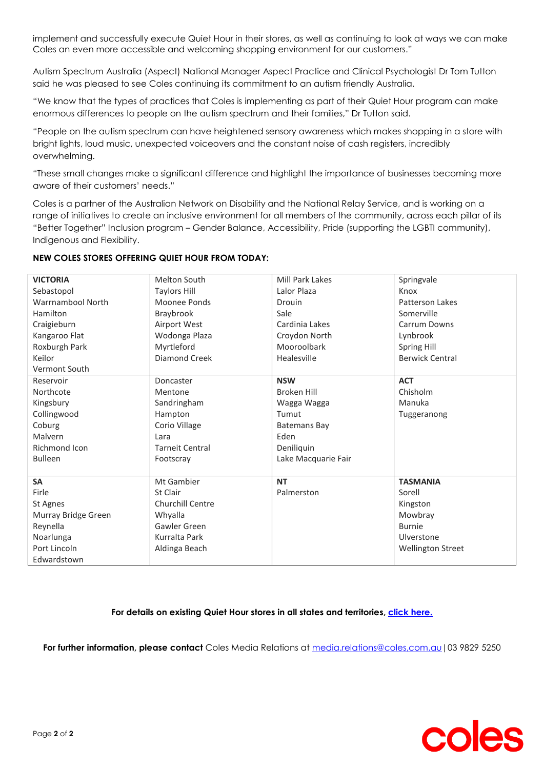implement and successfully execute Quiet Hour in their stores, as well as continuing to look at ways we can make Coles an even more accessible and welcoming shopping environment for our customers."

Autism Spectrum Australia (Aspect) National Manager Aspect Practice and Clinical Psychologist Dr Tom Tutton said he was pleased to see Coles continuing its commitment to an autism friendly Australia.

"We know that the types of practices that Coles is implementing as part of their Quiet Hour program can make enormous differences to people on the autism spectrum and their families," Dr Tutton said.

"People on the autism spectrum can have heightened sensory awareness which makes shopping in a store with bright lights, loud music, unexpected voiceovers and the constant noise of cash registers, incredibly overwhelming.

"These small changes make a significant difference and highlight the importance of businesses becoming more aware of their customers' needs."

Coles is a partner of the Australian Network on Disability and the National Relay Service, and is working on a range of initiatives to create an inclusive environment for all members of the community, across each pillar of its "Better Together" Inclusion program – Gender Balance, Accessibility, Pride (supporting the LGBTI community), Indigenous and Flexibility.

**NEW COLES STORES OFFERING QUIET HOUR FROM TODAY:**

| | | | |
|---|---|---|---|
| **VICTORIA**<br>Sebastopol<br>Warrnambool North<br>Hamilton<br>Craigieburn<br>Kangaroo Flat<br>Roxburgh Park<br>Keilor<br>Vermont South | Melton South<br>Taylors Hill<br>Moonee Ponds<br>Braybrook<br>Airport West<br>Wodonga Plaza<br>Myrtleford<br>Diamond Creek | Mill Park Lakes<br>Lalor Plaza<br>Drouin<br>Sale<br>Cardinia Lakes<br>Croydon North<br>Mooroolbark<br>Healesville | Springvale<br>Knox<br>Patterson Lakes<br>Somerville<br>Carrum Downs<br>Lynbrook<br>Spring Hill<br>Berwick Central |
| Reservoir<br>Northcote<br>Kingsbury<br>Collingwood<br>Coburg<br>Malvern<br>Richmond Icon<br>Bulleen | Doncaster<br>Mentone<br>Sandringham<br>Hampton<br>Corio Village<br>Lara<br>Tarneit Central<br>Footscray | **NSW**<br>Broken Hill<br>Wagga Wagga<br>Tumut<br>Batemans Bay<br>Eden<br>Deniliquin<br>Lake Macquarie Fair | **ACT**<br>Chisholm<br>Manuka<br>Tuggeranong |
| **SA**<br>Firle<br>St Agnes<br>Murray Bridge Green<br>Reynella<br>Noarlunga<br>Port Lincoln<br>Edwardstown | Mt Gambier<br>St Clair<br>Churchill Centre<br>Whyalla<br>Gawler Green<br>Kurralta Park<br>Aldinga Beach | **NT**<br>Palmerston | **TASMANIA**<br>Sorell<br>Kingston<br>Mowbray<br>Burnie<br>Ulverstone<br>Wellington Street |

**For details on existing Quiet Hour stores in all states and territories, click here.**

**For further information, please contact** Coles Media Relations at media.relations@coles.com.au | 03 9829 5250